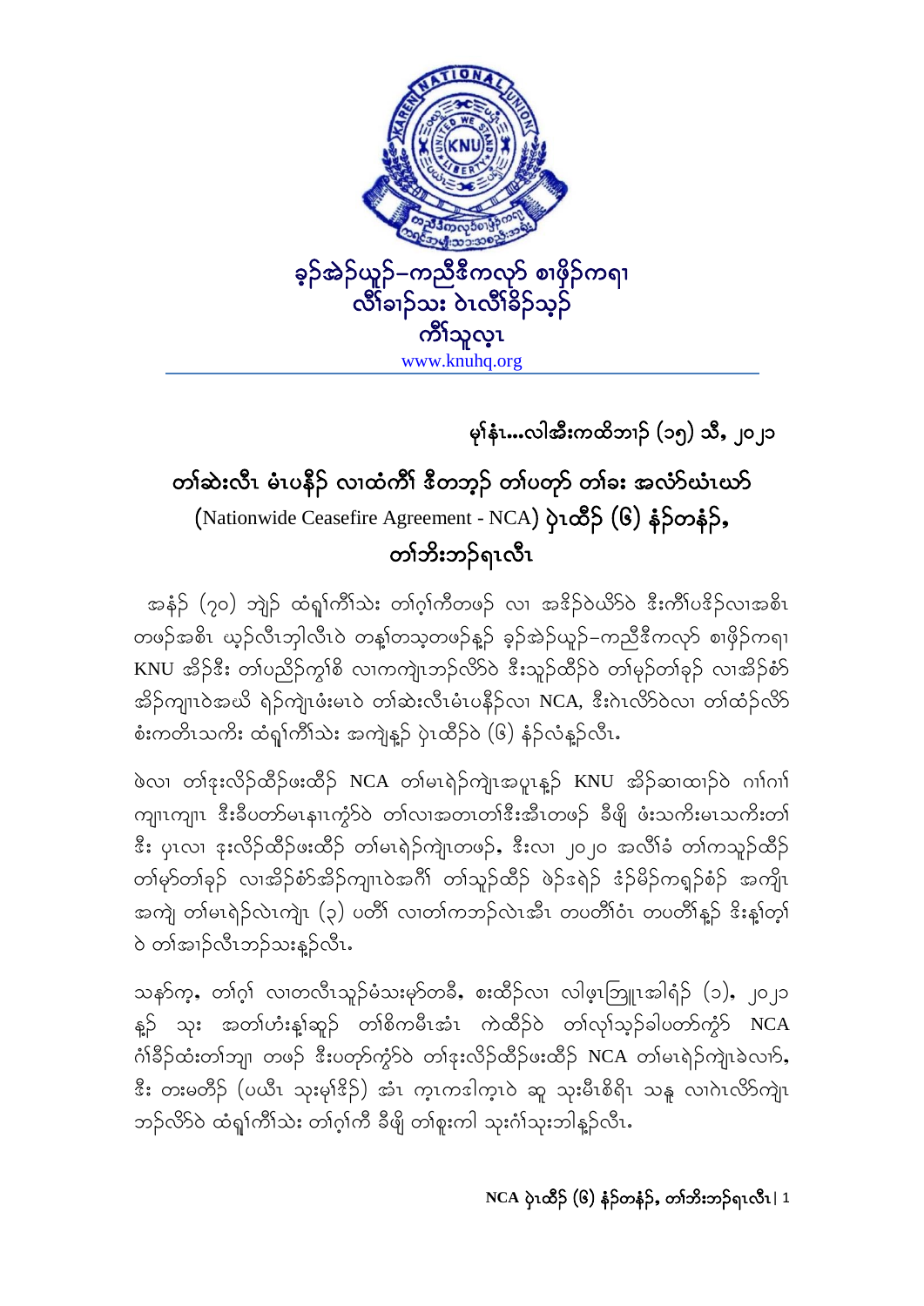ခ့ၣ်အဲၣ်ယူၣ်–ကညီဒီကလုာ် စၢဖှိၣ်ကရၢ
လီၢ်ခၢၣ်သး ဝဲၤလီၢ်ခိၣ်သ့ၣ်
ကီၢ်သူလ့ၤ
www.knuhq.org

မုၢ်နံၤ…လါအီးကထိဘၢၣ် (၁၅) သီ, ၂၀၂၁

# တၢ်ဆဲးလီၤ မံၤပနီၣ် လၢထံကီၢ် ဒီတဘ့ၣ် တၢ်ပတုာ် တၢ်ခး အလံာ်ယံၤယာ် (Nationwide Ceasefire Agreement - NCA) ပှဲၤထီၣ် (၆) နံၣ်တနံၣ်, တၢ်ဘီးဘၣ်ရၤလီၤ

အနံၣ် (၇၀) ဘျဲၣ် ထံရှၢ်ကီၢ်သဲး တၢ်ဂ့ၢ်ကီတဖၣ် လၢ အဒိၣ်ဝဲယိာ်ဝဲ ဒီးကီၢ်ပဒိၣ်လၢအစိၤ တဖၣ်အစိၤ ယ့ၣ်လီၤဘှါလီၤဝဲ တန့ၢ်တသ့တဖၣ်န့ၣ် ခ့ၣ်အဲၣ်ယူၣ်–ကညီဒီကလုာ် စၢဖှိၣ်ကရၢ KNU အိၣ်ဒီး တၢ်ပညိၣ်ကွၢ်စိ လၢကကဲျၤဘၣ်လိာ်ဝဲ ဒီးသူၣ်ထီၣ်ဝဲ တၢ်မှာ်တၢ်ခုၣ် လၢအိၣ်စံာ် အိၣ်ကျၢၤဝဲအယိ ရဲၣ်ကျဲၤဖံးမၤဝဲ တၢ်ဆဲးလီၤမံၤပနီၣ်လၢ NCA, ဒီးဂဲၤလိာ်ဝဲလၢ တၢ်ထံၣ်လိာ် စံးကတိၤသကိး ထံရှၢ်ကီၢ်သဲး အကျဲန့ၣ် ပှဲၤထီၣ်ဝဲ (၆) နံၣ်လံန့ၣ်လီၤ.

ဖဲလၢ တၢ်ဒုးလိၣ်ထီၣ်ဖးထီၣ် NCA တၢ်မၤရဲၣ်ကျဲၤအပူၤန့ၣ် KNU အိၣ်ဆၢထၢၣ်ဝဲ ဂၢ်ဂၢ် ကျၢၤကျၢၤ ဒီးခီပတာ်မၤနၢၤကွံာ်ဝဲ တၢ်လၢအတၤတၢ်ဒီးအီၤတဖၣ် ခီဖျိ ဖံးသကိးမၤသကိးတၢ် ဒီး ပှၤလၢ ဒုးလိၣ်ထီၣ်ဖးထီၣ် တၢ်မၤရဲၣ်ကျဲၤတဖၣ်, ဒီးလၢ ၂၀၂၀ အလီၢ်ခံ တၢ်ကသူၣ်ထီၣ် တၢ်မှာ်တၢ်ခုၣ် လၢအိၣ်စံာ်အိၣ်ကျၢၤဝဲအဂီၢ် တၢ်သူၣ်ထီၣ် ဖဲၣ်ဒရဲၣ် ဒံၣ်မိၣ်ကရ့ၣ်စံၣ် အကျိၤ အကျဲ တၢ်မၤရဲၣ်လဲၤကျိၤ (၃) ပတိၢ် လၢတၢ်ကဘၣ်လဲၤအီၤ တပတိၢ်ဝံၤ တပတိၢ်န့ၣ် ဒီးန့ၢ်တ့ၢ် ဝဲ တၢ်အၢၣ်လီၤဘၣ်သးန့ၣ်လီၤ.

သနာ်က့, တၢ်ဂ့ၢ် လၢတလီၤသူၣ်မံသးမှာ်တခီ, စးထီၣ်လၢ လါဖ့ၤဘြူၤအါရံၣ် (၁), ၂၀၂၁ န့ၣ် သုး အတၢ်ဟံးန့ၢ်ဆူၣ် တၢ်စိကမီၤအံၤ ကဲထီၣ်ဝဲ တၢ်လုၢ်သ့ၣ်ခါပတာ်ကွံာ် NCA ဂံၢ်ခိၣ်ထံးတၢ်ဘျၢ တဖၣ် ဒီးပတုာ်ကွံာ်ဝဲ တၢ်ဒုးလိၣ်ထီၣ်ဖးထီၣ် NCA တၢ်မၤရဲၣ်ကျဲၤခဲလၢာ်, ဒီး တးမတီၣ် (ပယီၤ သုးမုၢ်ဒိၣ်) အံၤ က့ၤကဒါက့ၤဝဲ ဆူ သုးမီၤစီရီၤ သနူ လၢဂဲၤလိာ်ကျဲၤ ဘၣ်လိာ်ဝဲ ထံရှၢ်ကီၢ်သဲး တၢ်ဂ့ၢ်ကီ ခီဖျိ တၢ်စူးကါ သုးဂံၢ်သုးဘါန့ၣ်လီၤ.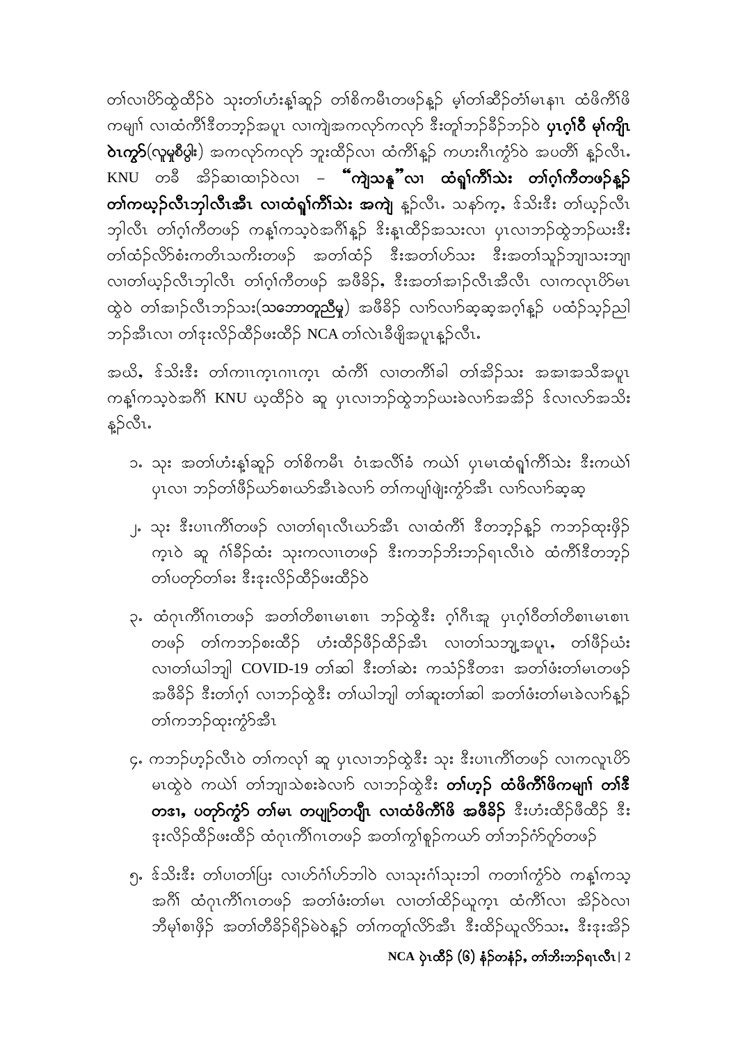တၢ်လၢပိာ်ထွဲထိဉ်ဝဲ သုးတၢ်ဟံးန့ၢ်ဆူဉ် တၢ်စိကမီၤတဖဉ်နဲ့ဉ် မ့ၢ်တၢ်ဆီဉ်တံၢ်မၤနၢၤ ထံဖိကီၢ်ဖိ ကမျၢ်၊ လၢထံကီၢ်ဒီတဘ့ဉ်အပူၤ လၢကျဲအကလုာ်ကလုာ် ဒီးတူၢ်ဘဉ်ခီဉ်ဘဉ်ဝဲ **ပှၤဂ့ၢ်ဝီ မ့ၢ်ကျိၤ ဝဲၤကွာ်**(လူမုၤစီပွါး) အကလုာ်ကလုာ် ဘူးထိဉ်လၢ ထံကီၢ်နဲ့ဉ် ကဟးဂီၤကွံာ်ဝဲ အပတီၢ် နဲ့ဉ်လီၤ. KNU တခီ အိဉ်ဆၢထၢဉ်ဝဲလၢ – **"ကျဲသနူ"လၢ ထံရှ့ၢ်ကီၢ်သဲး တၢ်ဂ့ၢ်ကီတဖဉ်နဲ့ဉ် တၢ်ကယ့ဉ်လီၤဘှါလီၤအီၤ လၢထံရှ့ၢ်ကီၢ်သဲး အကျဲ** နဲ့ဉ်လီၤ. သနာ်က့, ဒ်သိးဒီး တၢ်ယ့ဉ်လီၤ ဘှါလီၤ တၢ်ဂ့ၢ်ကီတဖဉ် ကန့ၢ်ကသ့ဝဲအဂီၢ်နဲ့ဉ် ဒီးနုၤထိဉ်အသးလၢ ပှၤလၢဘဉ်ထွဲဘဉ်ယးဒီး တၢ်ထံဉ်လိာ်စံးကတိၤသကိးတဖဉ် အတၢ်ထံဉ် ဒီးအတၢ်ဟ်သး ဒီးအတၢ်သူဉ်ဘျၢသးဘျၢ လၢတၢ်ယ့ဉ်လီၤဘှါလီၤ တၢ်ဂ့ၢ်ကီတဖဉ် အဖီခိဉ်, ဒီးအတၢ်အၢဉ်လီၤအီလီၤ လၢကလုၤပိာ်မၤ ထွဲဝဲ တၢ်အၢဉ်လီၤဘဉ်သး(**သဘောတူညီမှု**) အဖီခိဉ် လၢာ်လၢာ်ဆ့ဆ့အဂ့ၢ်နဲ့ဉ် ပထံဉ်သ့ဉ်ညါ ဘဉ်အီၤလၢ တၢ်ဒုးလိဉ်ထိဉ်ဖးထိဉ် NCA တၢ်လဲၤခီဖျိအပူၤနဲ့ဉ်လီၤ.

အယိ, ဒ်သိးဒီး တၢ်ကၢၤကဲ့ၤဂၢၤကဲ့ၤ ထံကီၢ် လၢတကီၢ်ခါ တၢ်အိဉ်သး အအၢအသီအပူၤ ကန့ၢ်ကသ့ဝဲအဂီၢ် KNU ယ့ထိဉ်ဝဲ ဆူ ပှၤလၢဘဉ်ထွဲဘဉ်ယးခဲလၢာ်အအိဉ် ဒ်လၢလာ်အသိး နဲ့ဉ်လီၤ.

၁. သုး အတၢ်ဟံးန့ၢ်ဆူဉ် တၢ်စိကမီၤ ဝံၤအလီၢ်ခံ ကယဲၢ် ပှၤမၤထံရှ့ၢ်ကီၢ်သဲး ဒီးကယဲၢ် ပှၤလၢ ဘဉ်တၢ်ဖီဉ်ယာ်စၢယာ်အီၤခဲလၢာ် တၢ်ကပျၢ်ဖျဲးကွံာ်အီၤ လၢာ်လၢာ်ဆ့ဆ့

၂. သုး ဒီးပၢၤကီၢ်တဖဉ် လၢတၢ်ရၤလီၤယာ်အီၤ လၢထံကီၢ် ဒီတဘ့ဉ်နဲ့ဉ် ကဘဉ်ထုးဖှိဉ် က့ၤဝဲ ဆူ ဂံၢ်ခိဉ်ထံး သုးကလၢၤတဖဉ် ဒီးကဘဉ်ဘိးဘဉ်ရၤလီၤဝဲ ထံကီၢ်ဒီတဘ့ဉ် တၢ်ပတုာ်တၢ်ခး ဒီးဒုးလိဉ်ထိဉ်ဖးထိဉ်ဝဲ

၃. ထံဂုၤကီၢ်ဂၤတဖဉ် အတၢ်တိစၢၤမၤစၢၤ ဘဉ်ထွဲဒီး ဂ့ၢ်ဂီၤအူ ပှၤဂ့ၢ်ဝီတၢ်တိစၢၤမၤစၢၤ တဖဉ် တၢ်ကဘဉ်စးထိဉ် ဟံးထိဉ်ဖှိဉ်ထိဉ်အီၤ လၢတၢ်သဘျ့အပူၤ, တၢ်ဖှိဉ်ယံး လၢတၢ်ယါဘျါ COVID-19 တၢ်ဆါ ဒီးတၢ်ဆဲး ကသံဉ်ဒီတ‌ၤ အတၢ်ဖံးတၢ်မၤတဖဉ် အဖီခိဉ် ဒီးတၢ်ဂ့ၢ် လၢဘဉ်ထွဲဒီး တၢ်ယါဘျါ တၢ်ဆူးတၢ်ဆါ အတၢ်ဖံးတၢ်မၤခဲလၢာ်နဲ့ဉ် တၢ်ကဘဉ်ထုးကွံာ်အီၤ

၄. ကဘဉ်ဟ့ဉ်လီၤဝဲ တၢ်ကလှၢ် ဆူ ပှၤလၢဘဉ်ထွဲဒီး သုး ဒီးပၢၤကီၢ်တဖဉ် လၢကလုၤပိာ် မၤထွဲဝဲ ကယဲၢ် တၢ်ဘျၢသဲစးခဲလၢာ် လၢဘဉ်ထွဲဒီး **တၢ်ဟ့ဉ် ထံဖိကီၢ်ဖိကမျၢ် တၢ်ဒီ တဒၢ, ပတုာ်ကွံာ် တၢ်မၤ တပျုာ်တပျီၤ လၢထံဖိကီၢ်ဖိ အဖီခိဉ်** ဒီးဟံးထိဉ်ဖီထိဉ် ဒီး ဒုးလိဉ်ထိဉ်ဖးထိဉ် ထံဂုၤကီၢ်ဂၤတဖဉ် အတၢ်ကွၢ်စူဉ်ကယာ် တၢ်ဘဉ်ဂံာ်ဂူာ်တဖဉ်

၅. ဒ်သိးဒီး တၢ်ပၢတၢ်ပြး လၢဟ်ဂံၢ်ဟ်ဘါဝဲ လၢသုးဂံၢ်သုးဘါ ကတၢၢ်ကွံာ်ဝဲ ကန့ၢ်ကသ့ အဂီၢ် ထံဂုၤကီၢ်ဂၤတဖဉ် အတၢ်ဖံးတၢ်မၤ လၢတၢ်ထိဉ်ယူက့ၤ ထံကီၢ်လၢ အိဉ်ဝဲလၢ ဘီမှၢ်စၢဖှိဉ် အတၢ်တိခိဉ်ရိဉ်မဲဝဲနဲ့ဉ် တၢ်ကတူၢ်လိာ်အီၤ ဒီးထိဉ်ယူလိာ်သး, ဒီးဒုးအိဉ်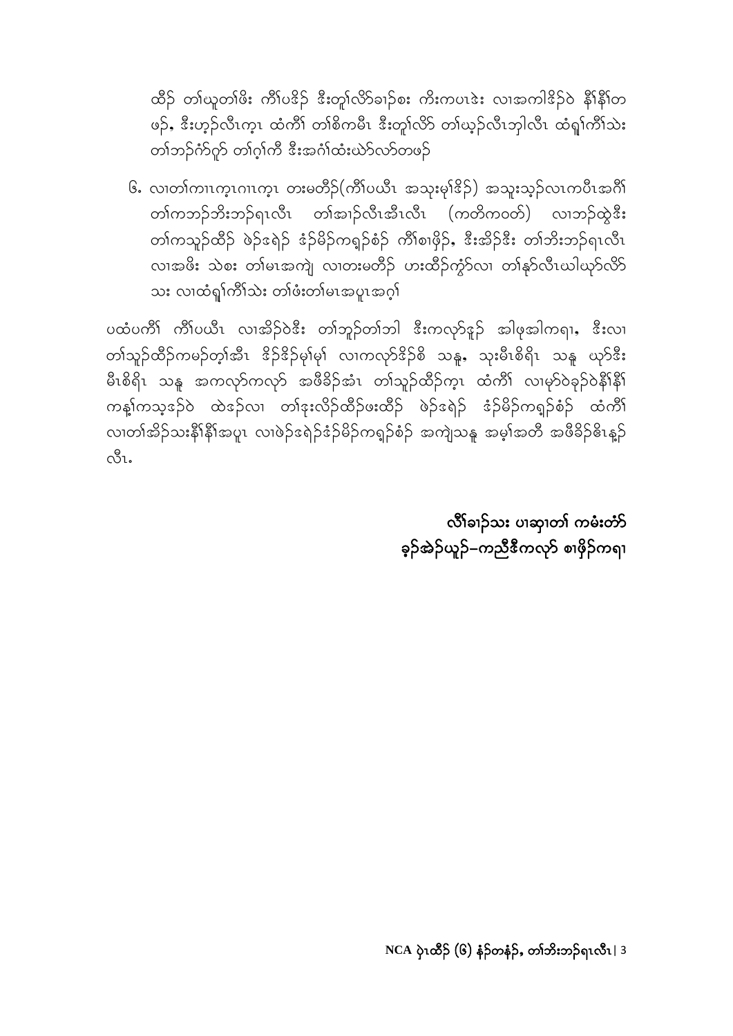ထိဉ် တၢ်ယူတၢ်ဖိး ကီၢ်ပဒိဉ် ဒီးတူၢ်လိာ်ခၢဉ်စး ကိးကပၤဒဲး လၢအကါဒိဉ်ဝဲ နီၢ်နီၢ်တဖဉ်, ဒီးဟ့ဉ်လီၤက့ၤ ထံကီၢ် တၢ်စိကမီၤ ဒီးတူၢ်လိာ် တၢ်ယဲ့ဉ်လီၤဘၢါလီၤ ထံရှုၢ်ကီၢ်သဲး တၢ်ဘဉ်ဂံာ်ဂူာ် တၢ်ဂ့ၢ်ကီ ဒီးအဂံၢ်ထံးယဲာ်လာ်တဖဉ်

၆. လၢတၢ်ကၢၤက့ၤဂၢၤက့ၤ တးမတီဉ်(ကီၢ်ပယီၤ အသုးမှၢ်ဒိဉ်) အသူးသ့ဉ်လၤကပီၤအဂီၢ် တၢ်ကဘဉ်ဘီးဘဉ်ရၤလီၤ တၢ်အၢဉ်လီၤအီၤလီၤ (ကတိကဝၢ်) လၢဘဉ်ထွဲဒီး တၢ်ကသူဉ်ထိဉ် ဖဲဉ်ဒရဲဉ် ဒံဉ်မိဉ်ကရၢ့ဉ်စံဉ် ကီၢ်စၢဖိဉ်, ဒီးအိဉ်ဒီး တၢ်ဘီးဘဉ်ရၤလီၤ လၢအဖိး သဲစး တၢ်မၤအကျဲ လၢတးမတီဉ် ဟးထိဉ်ကွံာ်လၢ တၢ်နုာ်လီၤယါယှာ်လိာ် သး လၢထံရှုၢ်ကီၢ်သဲး တၢ်ဖံးတၢ်မၤအပူၤအဂ့ၢ်

ပထံပကီၢ် ကီၢ်ပယီၤ လၢအိဉ်ဝဲဒီး တၢ်ဘူဉ်တၢ်ဘါ ဒီးကလုာ်ဇူဉ် အါဖုအါကရၢ, ဒီးလၢ တၢ်သူဉ်ထိဉ်ကမဉ်တ့ၢ်အီၤ ဒိဉ်ဒိဉ်မှၢ်မှၢ် လၢကလုာ်ဒိဉ်စိ သနူ, သုးမိၤစိရိၤ သနူ ယှာ်ဒီး မိၤစိရိၤ သနူ အကလုာ်ကလုာ် အဖီခိဉ်အံၤ တၢ်သူဉ်ထိဉ်က့ၤ ထံကီၢ် လၢမ့ာ်ဝဲခ့ဉ်ဝဲနီၢ်နီၢ် ကန့ၢ်ကသ့ဒဉ်ဝဲ ထဲဒဉ်လၢ တၢ်ဒုးလိဉ်ထိဉ်ဖးထိဉ် ဖဲဉ်ဒရဲဉ် ဒံဉ်မိဉ်ကရၢ့ဉ်စံဉ် ထံကီၢ် လၢတၢ်အိဉ်သးနီၢ်နီၢ်အပူၤ လၢဖဲဉ်ဒရဲဉ်ဒံဉ်မိဉ်ကရၢ့ဉ်စံဉ် အကျဲသနူ အမ့ၢ်အတီ အဖီခိဉ်ဇိၤန့ဉ်လီၤ.

**လီၢ်ခၢဉ်သး ပၢဆှၢတၢ် ကမံးတံာ်**

**ခ့ဉ်အဲဉ်ယူဉ်–ကညီဒီကလုာ် စၢဖိဉ်ကရၢ**